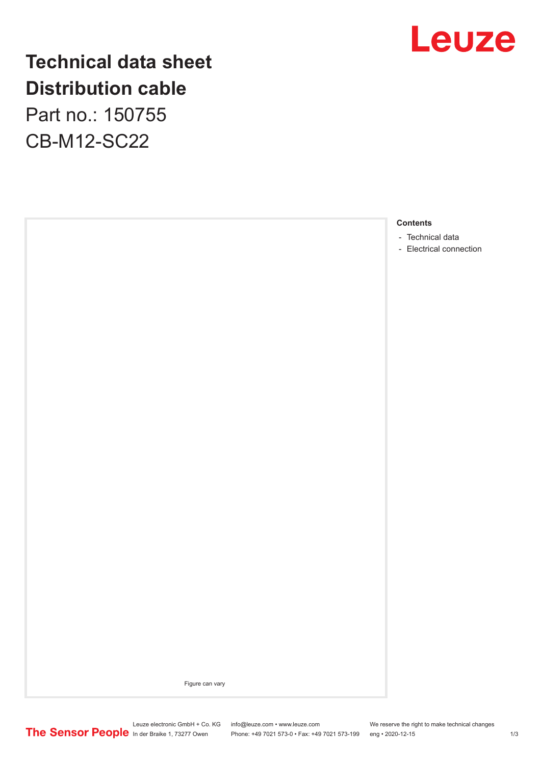# Technical data sheet
# Distribution cable

Part no.: 150755

CB-M12-SC22

Figure can vary

**Contents**

- Technical data
- Electrical connection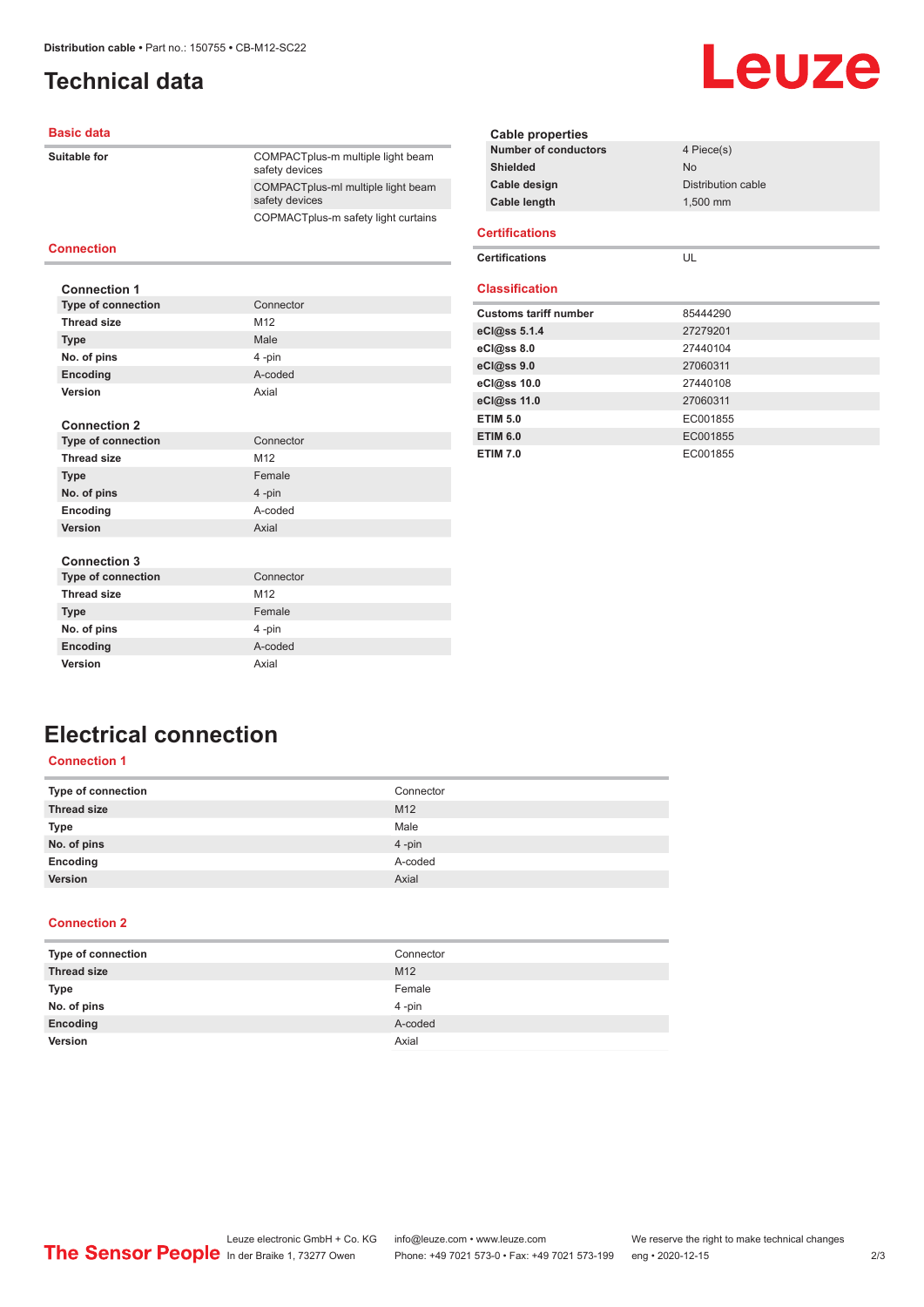# Technical data

## Basic data

| | |
|---|---|
| **Suitable for** | COMPACTplus-m multiple light beam safety devices |
| | COMPACTplus-ml multiple light beam safety devices |
| | COPMACTplus-m safety light curtains |

## Connection

### Connection 1

| | |
|---|---|
| **Type of connection** | Connector |
| **Thread size** | M12 |
| **Type** | Male |
| **No. of pins** | 4 -pin |
| **Encoding** | A-coded |
| **Version** | Axial |

### Connection 2

| | |
|---|---|
| **Type of connection** | Connector |
| **Thread size** | M12 |
| **Type** | Female |
| **No. of pins** | 4 -pin |
| **Encoding** | A-coded |
| **Version** | Axial |

### Connection 3

| | |
|---|---|
| **Type of connection** | Connector |
| **Thread size** | M12 |
| **Type** | Female |
| **No. of pins** | 4 -pin |
| **Encoding** | A-coded |
| **Version** | Axial |

### Cable properties

| | |
|---|---|
| **Number of conductors** | 4 Piece(s) |
| **Shielded** | No |
| **Cable design** | Distribution cable |
| **Cable length** | 1,500 mm |

## Certifications

| | |
|---|---|
| **Certifications** | UL |

## Classification

| | |
|---|---|
| **Customs tariff number** | 85444290 |
| **eCl@ss 5.1.4** | 27279201 |
| **eCl@ss 8.0** | 27440104 |
| **eCl@ss 9.0** | 27060311 |
| **eCl@ss 10.0** | 27440108 |
| **eCl@ss 11.0** | 27060311 |
| **ETIM 5.0** | EC001855 |
| **ETIM 6.0** | EC001855 |
| **ETIM 7.0** | EC001855 |

# Electrical connection

## Connection 1

| | |
|---|---|
| **Type of connection** | Connector |
| **Thread size** | M12 |
| **Type** | Male |
| **No. of pins** | 4 -pin |
| **Encoding** | A-coded |
| **Version** | Axial |

## Connection 2

| | |
|---|---|
| **Type of connection** | Connector |
| **Thread size** | M12 |
| **Type** | Female |
| **No. of pins** | 4 -pin |
| **Encoding** | A-coded |
| **Version** | Axial |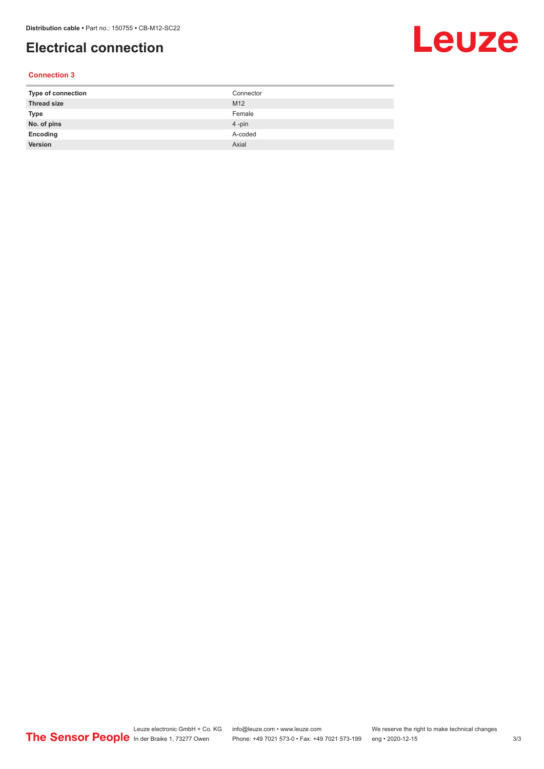# Electrical connection

### Connection 3

| | |
|---|---|
| **Type of connection** | Connector |
| **Thread size** | M12 |
| **Type** | Female |
| **No. of pins** | 4 -pin |
| **Encoding** | A-coded |
| **Version** | Axial |